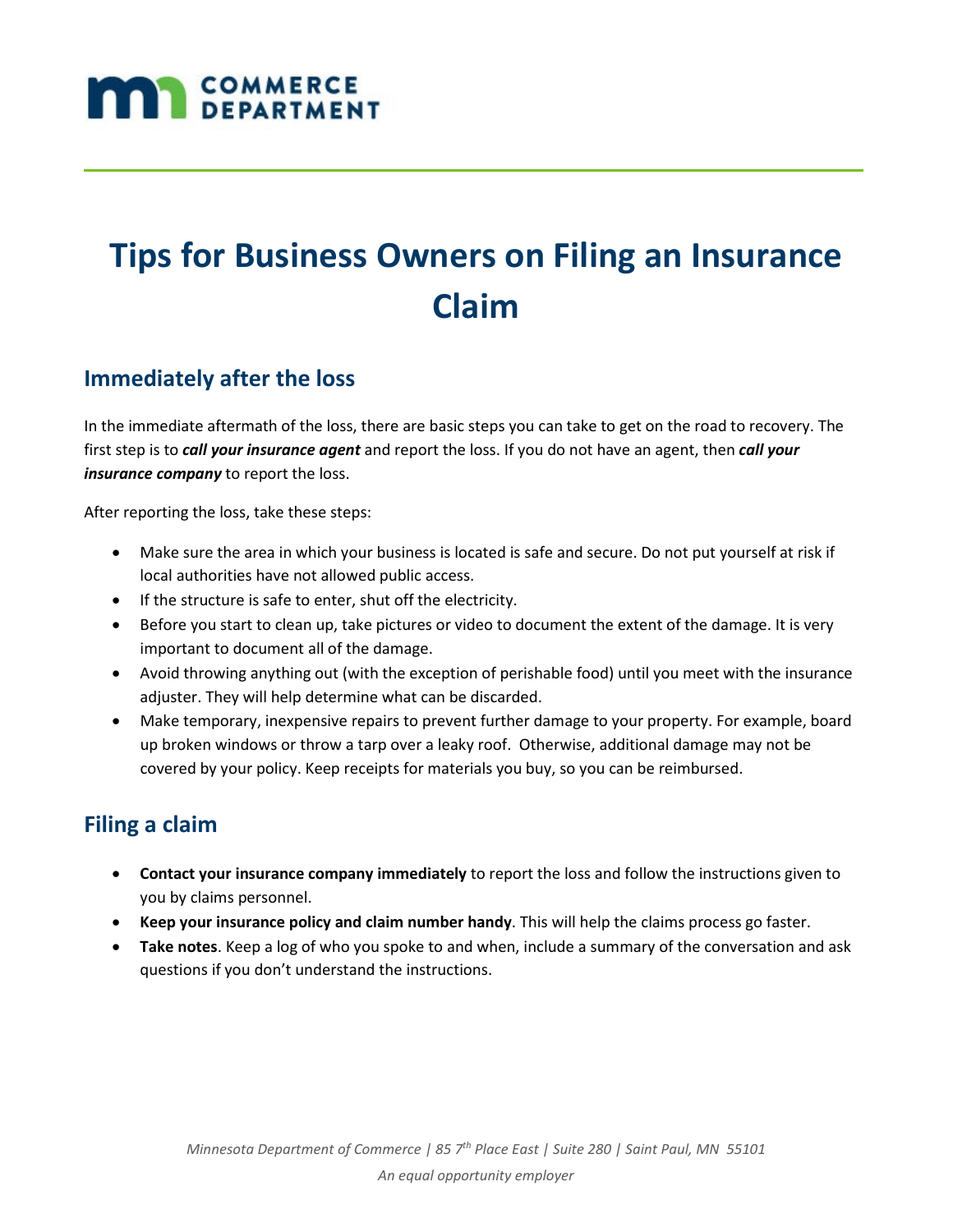COMMERCE DEPARTMENT

# Tips for Business Owners on Filing an Insurance Claim

## Immediately after the loss

In the immediate aftermath of the loss, there are basic steps you can take to get on the road to recovery. The first step is to ***call your insurance agent*** and report the loss. If you do not have an agent, then ***call your insurance company*** to report the loss.

After reporting the loss, take these steps:

- Make sure the area in which your business is located is safe and secure. Do not put yourself at risk if local authorities have not allowed public access.
- If the structure is safe to enter, shut off the electricity.
- Before you start to clean up, take pictures or video to document the extent of the damage. It is very important to document all of the damage.
- Avoid throwing anything out (with the exception of perishable food) until you meet with the insurance adjuster. They will help determine what can be discarded.
- Make temporary, inexpensive repairs to prevent further damage to your property. For example, board up broken windows or throw a tarp over a leaky roof. Otherwise, additional damage may not be covered by your policy. Keep receipts for materials you buy, so you can be reimbursed.

## Filing a claim

- **Contact your insurance company immediately** to report the loss and follow the instructions given to you by claims personnel.
- **Keep your insurance policy and claim number handy**. This will help the claims process go faster.
- **Take notes**. Keep a log of who you spoke to and when, include a summary of the conversation and ask questions if you don't understand the instructions.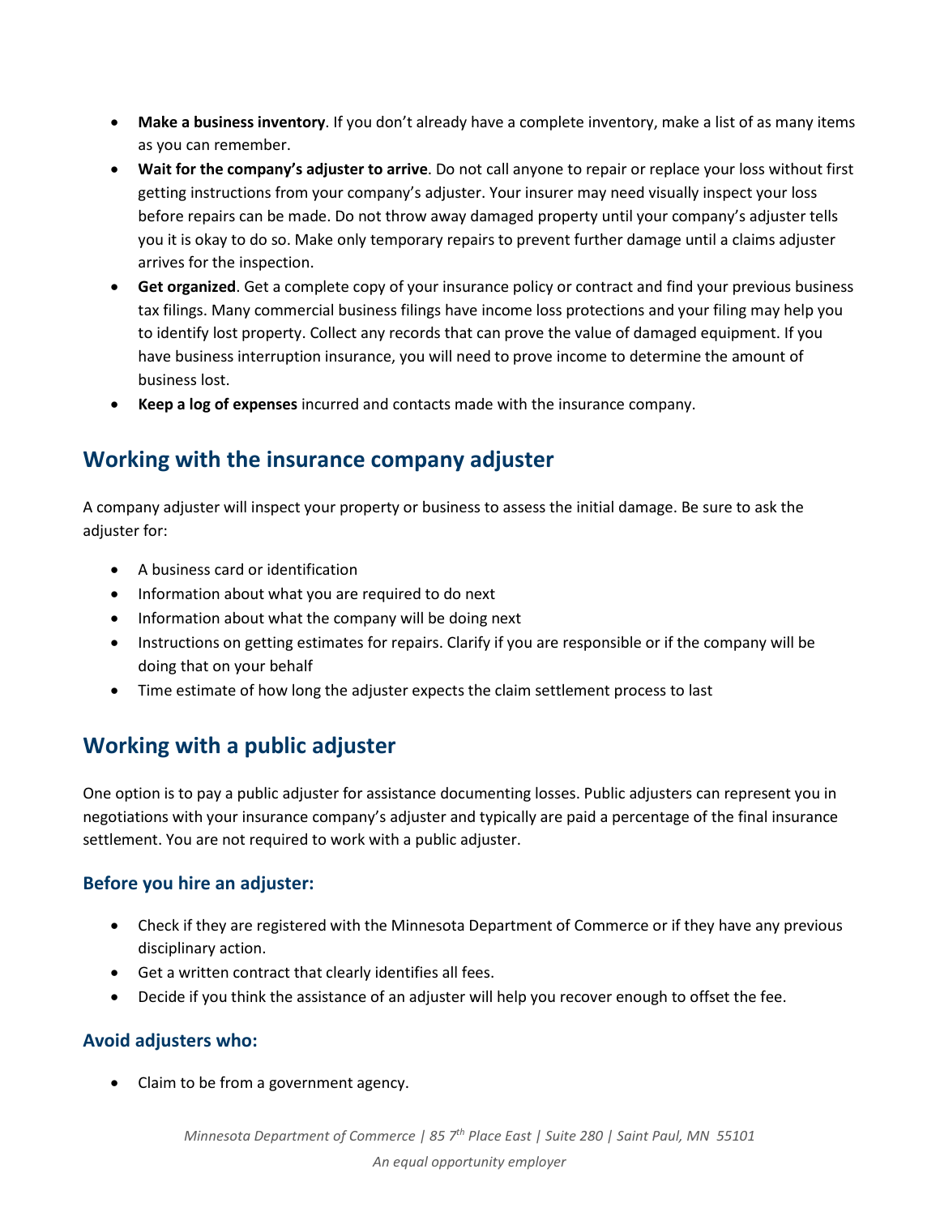- **Make a business inventory**. If you don't already have a complete inventory, make a list of as many items as you can remember.
- **Wait for the company's adjuster to arrive**. Do not call anyone to repair or replace your loss without first getting instructions from your company's adjuster. Your insurer may need visually inspect your loss before repairs can be made. Do not throw away damaged property until your company's adjuster tells you it is okay to do so. Make only temporary repairs to prevent further damage until a claims adjuster arrives for the inspection.
- **Get organized**. Get a complete copy of your insurance policy or contract and find your previous business tax filings. Many commercial business filings have income loss protections and your filing may help you to identify lost property. Collect any records that can prove the value of damaged equipment. If you have business interruption insurance, you will need to prove income to determine the amount of business lost.
- **Keep a log of expenses** incurred and contacts made with the insurance company.

## Working with the insurance company adjuster

A company adjuster will inspect your property or business to assess the initial damage. Be sure to ask the adjuster for:

- A business card or identification
- Information about what you are required to do next
- Information about what the company will be doing next
- Instructions on getting estimates for repairs. Clarify if you are responsible or if the company will be doing that on your behalf
- Time estimate of how long the adjuster expects the claim settlement process to last

## Working with a public adjuster

One option is to pay a public adjuster for assistance documenting losses. Public adjusters can represent you in negotiations with your insurance company's adjuster and typically are paid a percentage of the final insurance settlement. You are not required to work with a public adjuster.

### Before you hire an adjuster:

- Check if they are registered with the Minnesota Department of Commerce or if they have any previous disciplinary action.
- Get a written contract that clearly identifies all fees.
- Decide if you think the assistance of an adjuster will help you recover enough to offset the fee.

### Avoid adjusters who:

- Claim to be from a government agency.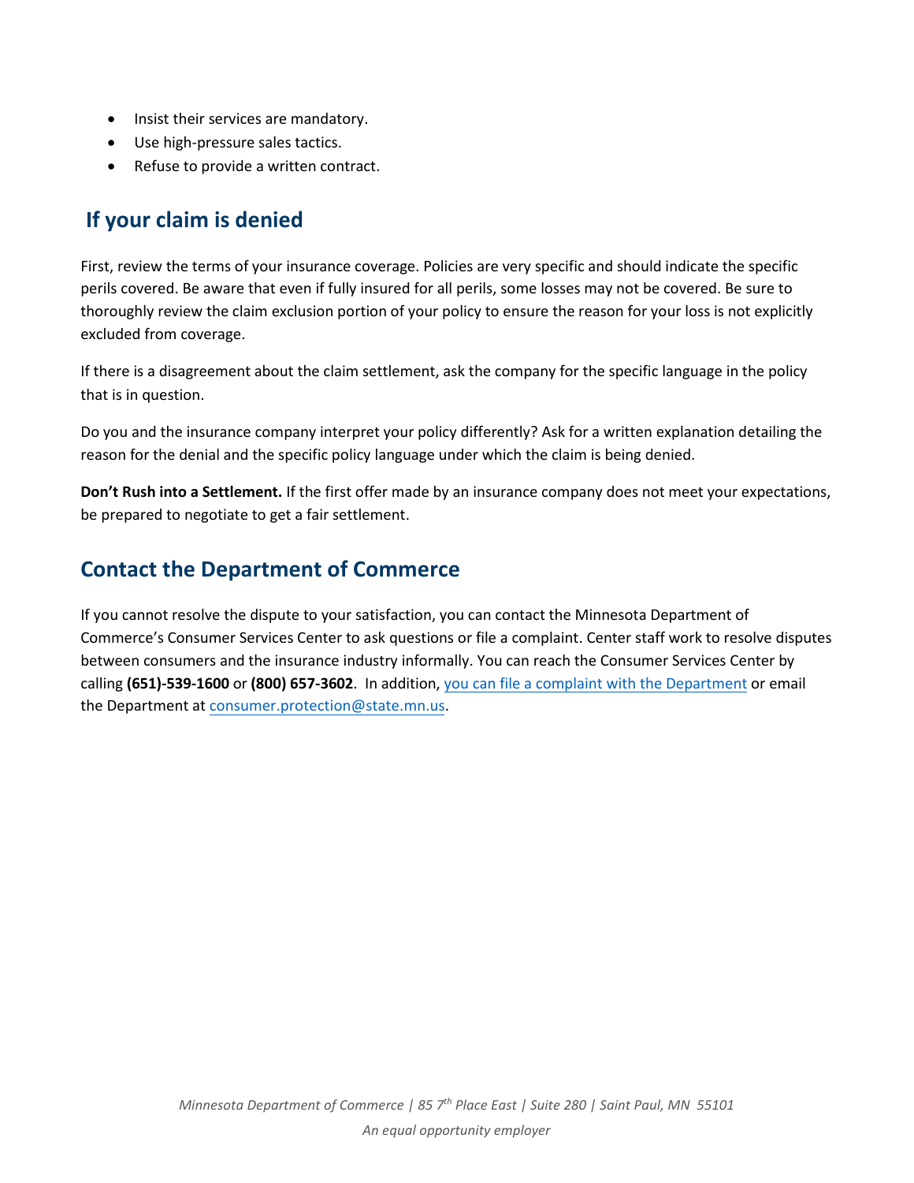- Insist their services are mandatory.
- Use high-pressure sales tactics.
- Refuse to provide a written contract.

## If your claim is denied

First, review the terms of your insurance coverage. Policies are very specific and should indicate the specific perils covered. Be aware that even if fully insured for all perils, some losses may not be covered. Be sure to thoroughly review the claim exclusion portion of your policy to ensure the reason for your loss is not explicitly excluded from coverage.

If there is a disagreement about the claim settlement, ask the company for the specific language in the policy that is in question.

Do you and the insurance company interpret your policy differently? Ask for a written explanation detailing the reason for the denial and the specific policy language under which the claim is being denied.

**Don't Rush into a Settlement.** If the first offer made by an insurance company does not meet your expectations, be prepared to negotiate to get a fair settlement.

## Contact the Department of Commerce

If you cannot resolve the dispute to your satisfaction, you can contact the Minnesota Department of Commerce's Consumer Services Center to ask questions or file a complaint. Center staff work to resolve disputes between consumers and the insurance industry informally. You can reach the Consumer Services Center by calling **(651)-539-1600** or **(800) 657-3602**. In addition, you can file a complaint with the Department or email the Department at consumer.protection@state.mn.us.

*Minnesota Department of Commerce | 85 7th Place East | Suite 280 | Saint Paul, MN 55101*

*An equal opportunity employer*